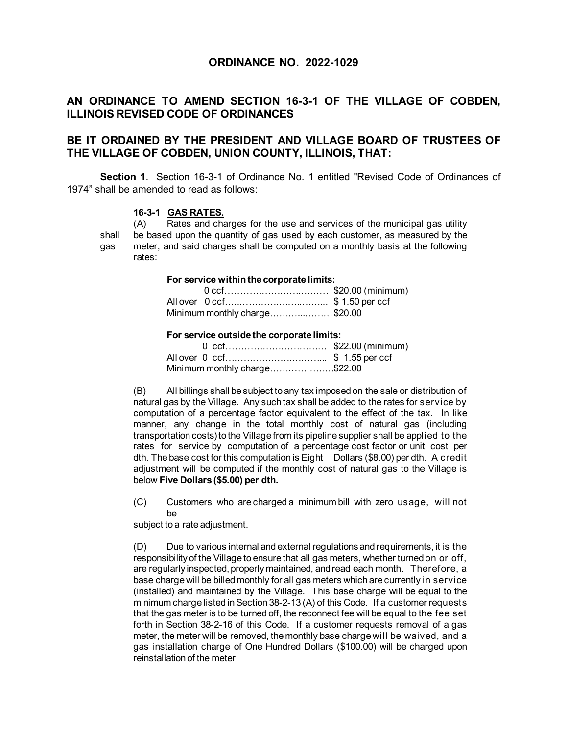## ORDINANCE NO. 2022-1029

## AN ORDINANCE TO AMEND SECTION 16-3-1 OF THE VILLAGE OF COBDEN, ILLINOIS REVISED CODE OF ORDINANCES

## BE IT ORDAINED BY THE PRESIDENT AND VILLAGE BOARD OF TRUSTEES OF THE VILLAGE OF COBDEN, UNION COUNTY, ILLINOIS, THAT:

**Section 1**. Section 16-3-1 of Ordinance No. 1 entitled "Revised Code of Ordinances of 1974" shall be amended to read as follows:

**16-3-1 GAS RATES.**

(A) Rates and charges for the use and services of the municipal gas utility shall be based upon the quantity of gas used by each customer, as measured by the gas meter, and said charges shall be computed on a monthly basis at the following rates:

**For service within the corporate limits:**

0 ccf……………………………… $20.00 (minimum)
All over 0 ccf……………………………... $ 1.50 per ccf
Minimum monthly charge…………………$20.00

**For service outside the corporate limits:**

0 ccf……………………………… $22.00 (minimum)
All over 0 ccf……………………………... $ 1.55 per ccf
Minimum monthly charge…………………$22.00

(B) All billings shall be subject to any tax imposed on the sale or distribution of natural gas by the Village. Any such tax shall be added to the rates for service by computation of a percentage factor equivalent to the effect of the tax. In like manner, any change in the total monthly cost of natural gas (including transportation costs) to the Village from its pipeline supplier shall be applied to the rates for service by computation of a percentage cost factor or unit cost per dth. The base cost for this computation is Eight Dollars ($8.00) per dth. A credit adjustment will be computed if the monthly cost of natural gas to the Village is below **Five Dollars ($5.00) per dth.**

(C) Customers who are charged a minimum bill with zero usage, will not be subject to a rate adjustment.

(D) Due to various internal and external regulations and requirements, it is the responsibility of the Village to ensure that all gas meters, whether turned on or off, are regularly inspected, properly maintained, and read each month. Therefore, a base charge will be billed monthly for all gas meters which are currently in service (installed) and maintained by the Village. This base charge will be equal to the minimum charge listed in Section 38-2-13 (A) of this Code. If a customer requests that the gas meter is to be turned off, the reconnect fee will be equal to the fee set forth in Section 38-2-16 of this Code. If a customer requests removal of a gas meter, the meter will be removed, the monthly base charge will be waived, and a gas installation charge of One Hundred Dollars ($100.00) will be charged upon reinstallation of the meter.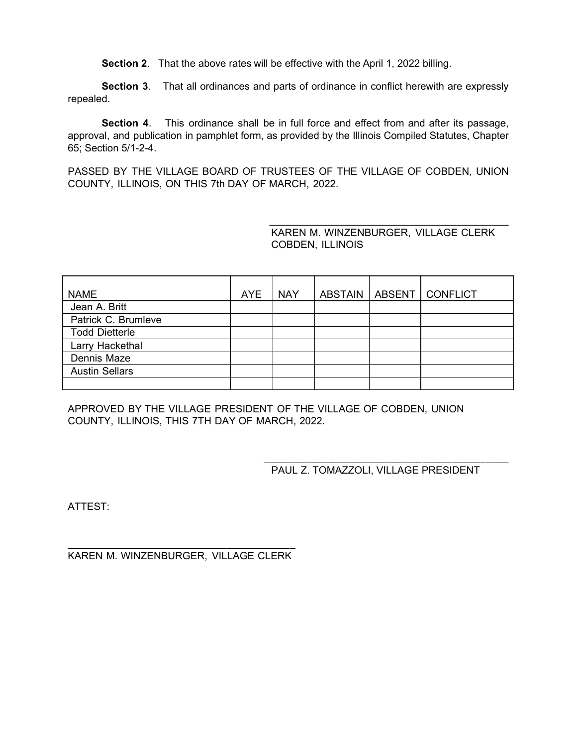**Section 2**. That the above rates will be effective with the April 1, 2022 billing.

**Section 3**. That all ordinances and parts of ordinance in conflict herewith are expressly repealed.

**Section 4**. This ordinance shall be in full force and effect from and after its passage, approval, and publication in pamphlet form, as provided by the Illinois Compiled Statutes, Chapter 65; Section 5/1-2-4.

PASSED BY THE VILLAGE BOARD OF TRUSTEES OF THE VILLAGE OF COBDEN, UNION COUNTY, ILLINOIS, ON THIS 7th DAY OF MARCH, 2022.

\_\_\_\_\_\_\_\_\_\_\_\_\_\_\_\_\_\_\_\_\_\_\_\_\_\_\_\_\_\_\_\_\_\_\_\_\_\_\_\_
KAREN M. WINZENBURGER, VILLAGE CLERK
COBDEN, ILLINOIS

| NAME | AYE | NAY | ABSTAIN | ABSENT | CONFLICT |
|---|---|---|---|---|---|
| Jean A. Britt | | | | | |
| Patrick C. Brumleve | | | | | |
| Todd Dietterle | | | | | |
| Larry Hackethal | | | | | |
| Dennis Maze | | | | | |
| Austin Sellars | | | | | |
| | | | | | |

APPROVED BY THE VILLAGE PRESIDENT OF THE VILLAGE OF COBDEN, UNION COUNTY, ILLINOIS, THIS 7TH DAY OF MARCH, 2022.

\_\_\_\_\_\_\_\_\_\_\_\_\_\_\_\_\_\_\_\_\_\_\_\_\_\_\_\_\_\_\_\_\_\_\_\_\_\_\_\_
PAUL Z. TOMAZZOLI, VILLAGE PRESIDENT

ATTEST:

\_\_\_\_\_\_\_\_\_\_\_\_\_\_\_\_\_\_\_\_\_\_\_\_\_\_\_\_\_\_\_\_\_\_\_\_\_\_\_\_
KAREN M. WINZENBURGER, VILLAGE CLERK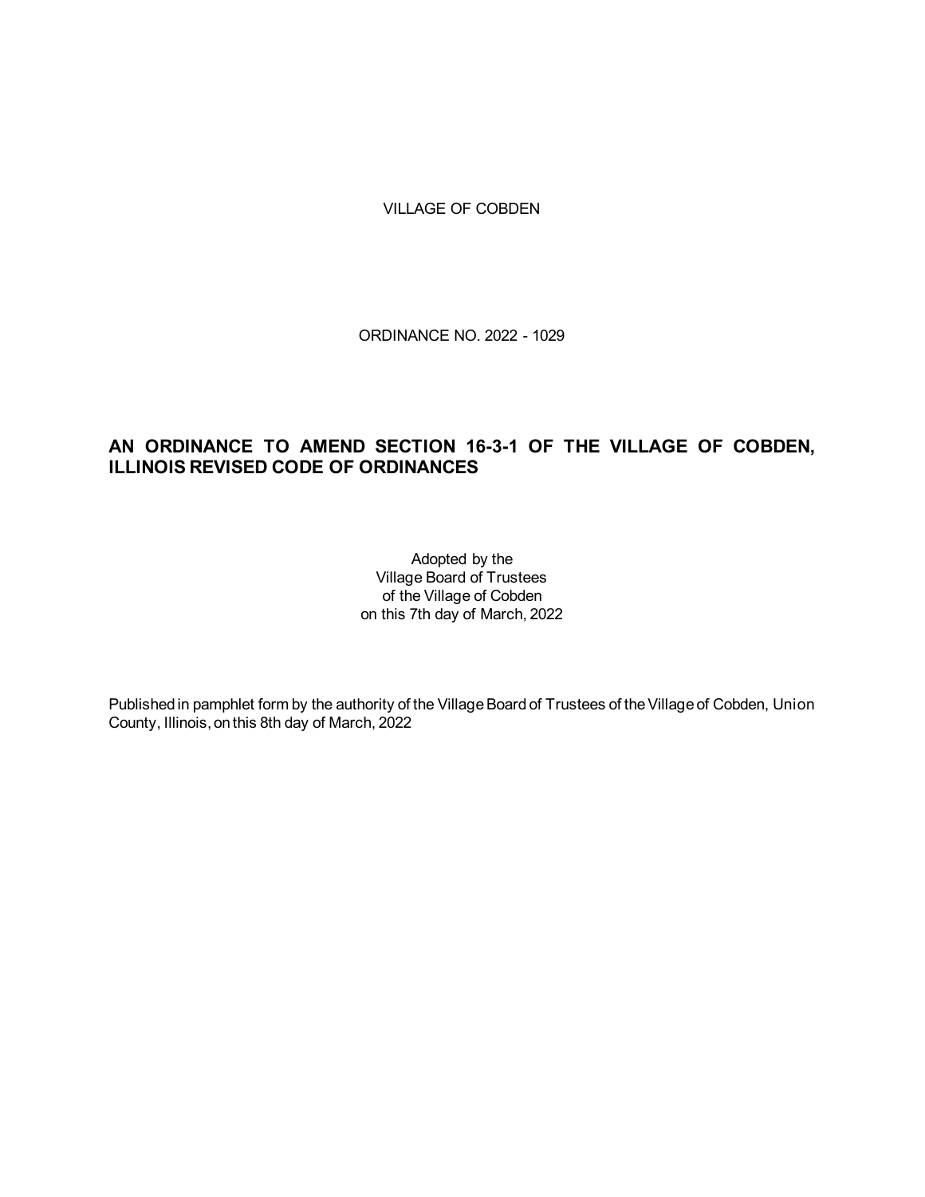VILLAGE OF COBDEN

ORDINANCE NO. 2022 - 1029

**AN ORDINANCE TO AMEND SECTION 16-3-1 OF THE VILLAGE OF COBDEN, ILLINOIS REVISED CODE OF ORDINANCES**

Adopted by the
Village Board of Trustees
of the Village of Cobden
on this 7th day of March, 2022

Published in pamphlet form by the authority of the Village Board of Trustees of the Village of Cobden, Union County, Illinois, on this 8th day of March, 2022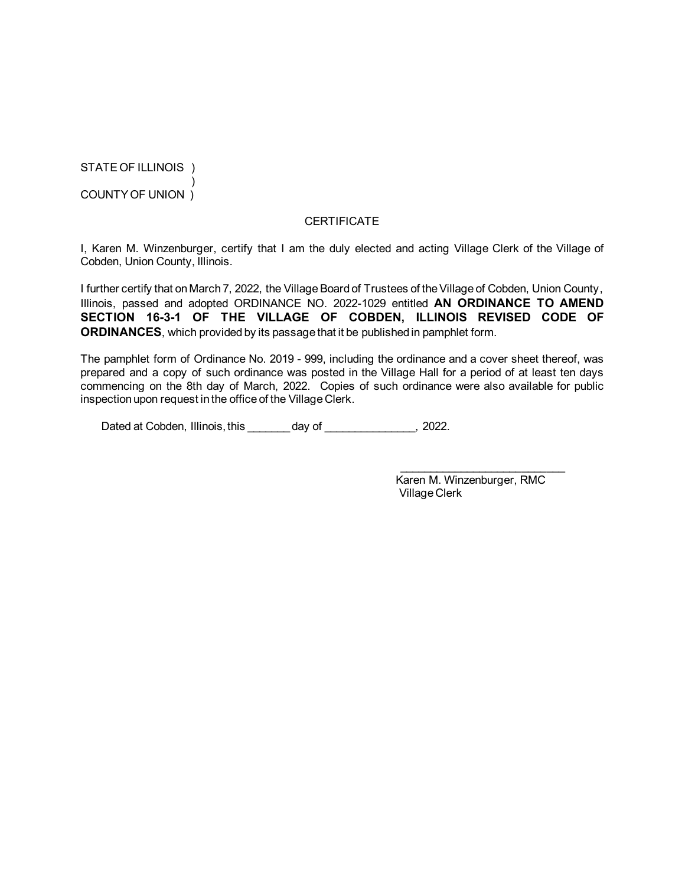STATE OF ILLINOIS )
)
COUNTY OF UNION )

CERTIFICATE

I, Karen M. Winzenburger, certify that I am the duly elected and acting Village Clerk of the Village of Cobden, Union County, Illinois.

I further certify that on March 7, 2022, the Village Board of Trustees of the Village of Cobden, Union County, Illinois, passed and adopted ORDINANCE NO. 2022-1029 entitled **AN ORDINANCE TO AMEND SECTION 16-3-1 OF THE VILLAGE OF COBDEN, ILLINOIS REVISED CODE OF ORDINANCES**, which provided by its passage that it be published in pamphlet form.

The pamphlet form of Ordinance No. 2019 - 999, including the ordinance and a cover sheet thereof, was prepared and a copy of such ordinance was posted in the Village Hall for a period of at least ten days commencing on the 8th day of March, 2022. Copies of such ordinance were also available for public inspection upon request in the office of the Village Clerk.

Dated at Cobden, Illinois, this _______ day of _______________, 2022.

___________________________
Karen M. Winzenburger, RMC
Village Clerk